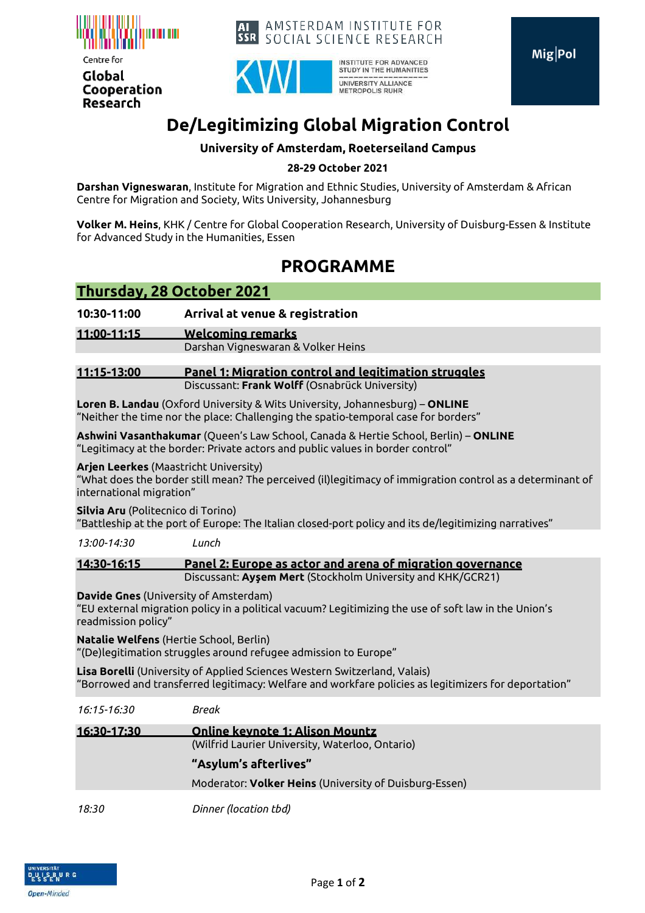Centre for **Global Cooperation Research**

AMSTERDAM INSTITUTE FOR SOCIAL SCIENCE RESEARCH

KWI — INSTITUTE FOR ADVANCED STUDY IN THE HUMANITIES — UNIVERSITY ALLIANCE METROPOLIS RUHR

Mig|Pol

# De/Legitimizing Global Migration Control

**University of Amsterdam, Roeterseiland Campus**

**28-29 October 2021**

**Darshan Vigneswaran**, Institute for Migration and Ethnic Studies, University of Amsterdam & African Centre for Migration and Society, Wits University, Johannesburg

**Volker M. Heins**, KHK / Centre for Global Cooperation Research, University of Duisburg-Essen & Institute for Advanced Study in the Humanities, Essen

## PROGRAMME

### Thursday, 28 October 2021

**10:30-11:00** **Arrival at venue & registration**

**11:00-11:15** **Welcoming remarks**
Darshan Vigneswaran & Volker Heins

**11:15-13:00** **Panel 1: Migration control and legitimation struggles**
Discussant: **Frank Wolff** (Osnabrück University)

**Loren B. Landau** (Oxford University & Wits University, Johannesburg) – **ONLINE**
"Neither the time nor the place: Challenging the spatio-temporal case for borders"

**Ashwini Vasanthakumar** (Queen's Law School, Canada & Hertie School, Berlin) – **ONLINE**
"Legitimacy at the border: Private actors and public values in border control"

**Arjen Leerkes** (Maastricht University)
"What does the border still mean? The perceived (il)legitimacy of immigration control as a determinant of international migration"

**Silvia Aru** (Politecnico di Torino)
"Battleship at the port of Europe: The Italian closed-port policy and its de/legitimizing narratives"

*13:00-14:30* *Lunch*

**14:30-16:15** **Panel 2: Europe as actor and arena of migration governance**
Discussant: **Ayşem Mert** (Stockholm University and KHK/GCR21)

**Davide Gnes** (University of Amsterdam)
"EU external migration policy in a political vacuum? Legitimizing the use of soft law in the Union's readmission policy"

**Natalie Welfens** (Hertie School, Berlin)
"(De)legitimation struggles around refugee admission to Europe"

**Lisa Borelli** (University of Applied Sciences Western Switzerland, Valais)
"Borrowed and transferred legitimacy: Welfare and workfare policies as legitimizers for deportation"

*16:15-16:30* *Break*

**16:30-17:30** **Online keynote 1: Alison Mountz**
(Wilfrid Laurier University, Waterloo, Ontario)

**"Asylum's afterlives"**

Moderator: **Volker Heins** (University of Duisburg-Essen)

*18:30* *Dinner (location tbd)*

UNIVERSITÄT DUISBURG ESSEN — *Open-Minded*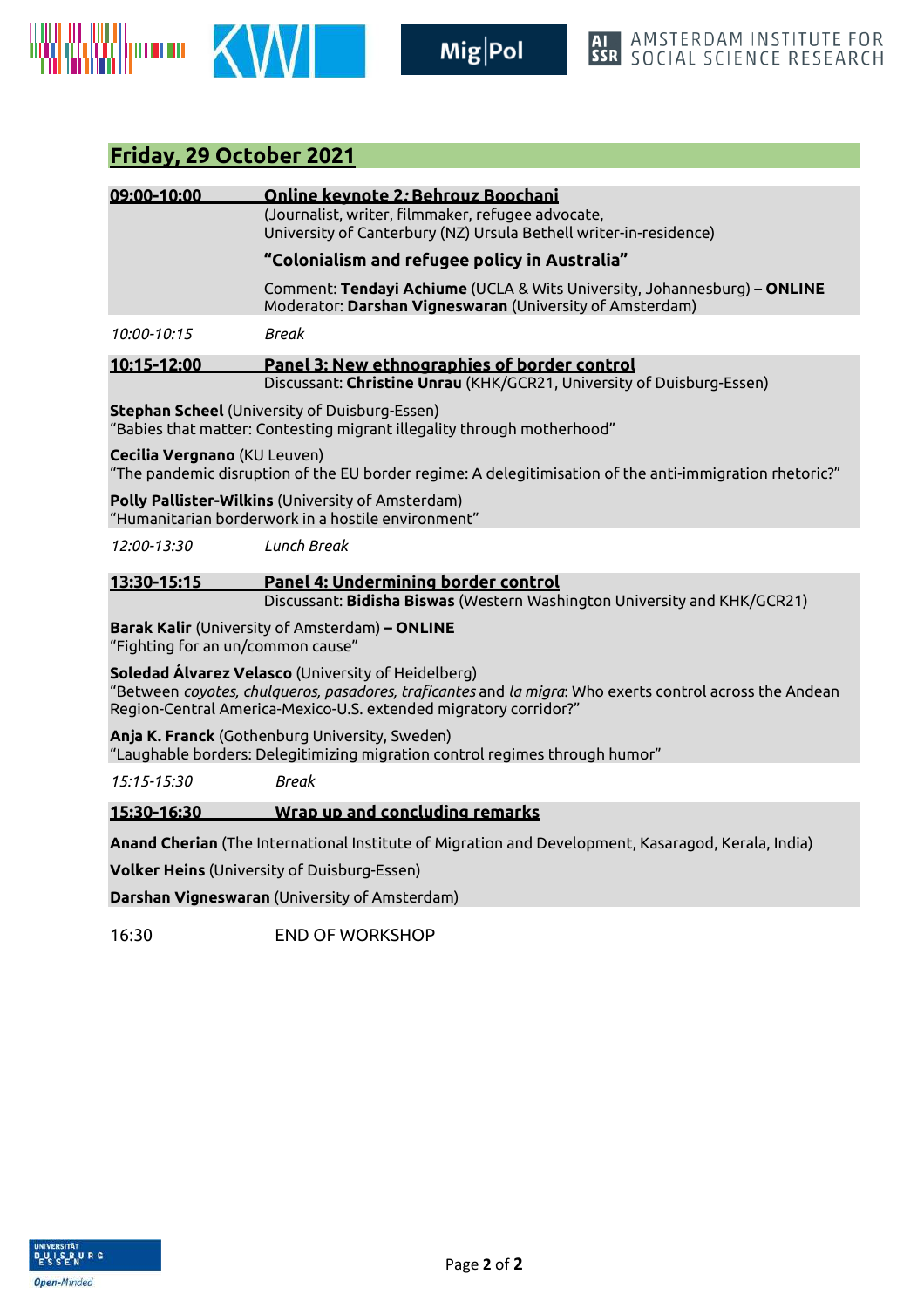## Friday, 29 October 2021

**09:00-10:00** **Online keynote 2: Behrouz Boochani**
(Journalist, writer, filmmaker, refugee advocate,
University of Canterbury (NZ) Ursula Bethell writer-in-residence)

**"Colonialism and refugee policy in Australia"**

Comment: **Tendayi Achiume** (UCLA & Wits University, Johannesburg) – **ONLINE**
Moderator: **Darshan Vigneswaran** (University of Amsterdam)

*10:00-10:15* *Break*

**10:15-12:00** **Panel 3: New ethnographies of border control**
Discussant: **Christine Unrau** (KHK/GCR21, University of Duisburg-Essen)

**Stephan Scheel** (University of Duisburg-Essen)
"Babies that matter: Contesting migrant illegality through motherhood"

**Cecilia Vergnano** (KU Leuven)
"The pandemic disruption of the EU border regime: A delegitimisation of the anti-immigration rhetoric?"

**Polly Pallister-Wilkins** (University of Amsterdam)
"Humanitarian borderwork in a hostile environment"

*12:00-13:30* *Lunch Break*

**13:30-15:15** **Panel 4: Undermining border control**
Discussant: **Bidisha Biswas** (Western Washington University and KHK/GCR21)

**Barak Kalir** (University of Amsterdam) **– ONLINE**
"Fighting for an un/common cause"

**Soledad Álvarez Velasco** (University of Heidelberg)
"Between *coyotes, chulqueros, pasadores, traficantes* and *la migra*: Who exerts control across the Andean Region-Central America-Mexico-U.S. extended migratory corridor?"

**Anja K. Franck** (Gothenburg University, Sweden)
"Laughable borders: Delegitimizing migration control regimes through humor"

*15:15-15:30* *Break*

**15:30-16:30** **Wrap up and concluding remarks**

**Anand Cherian** (The International Institute of Migration and Development, Kasaragod, Kerala, India)

**Volker Heins** (University of Duisburg-Essen)

**Darshan Vigneswaran** (University of Amsterdam)

16:30 END OF WORKSHOP